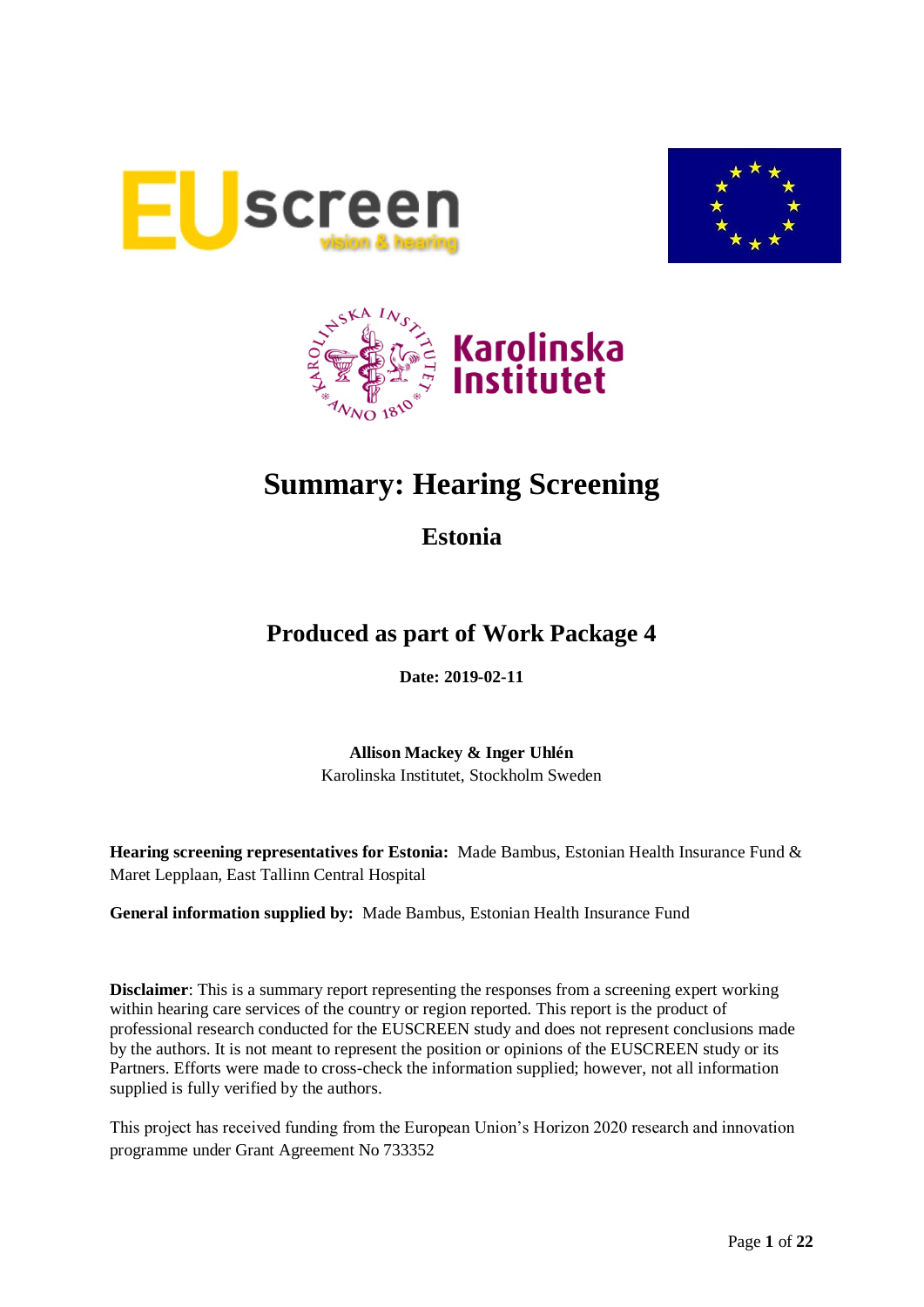# Summary: Hearing Screening

## Estonia

## Produced as part of Work Package 4

**Date: 2019-02-11**

**Allison Mackey & Inger Uhlén**
Karolinska Institutet, Stockholm Sweden

**Hearing screening representatives for Estonia:** Made Bambus, Estonian Health Insurance Fund & Maret Lepplaan, East Tallinn Central Hospital

**General information supplied by:** Made Bambus, Estonian Health Insurance Fund

**Disclaimer**: This is a summary report representing the responses from a screening expert working within hearing care services of the country or region reported. This report is the product of professional research conducted for the EUSCREEN study and does not represent conclusions made by the authors. It is not meant to represent the position or opinions of the EUSCREEN study or its Partners. Efforts were made to cross-check the information supplied; however, not all information supplied is fully verified by the authors.

This project has received funding from the European Union's Horizon 2020 research and innovation programme under Grant Agreement No 733352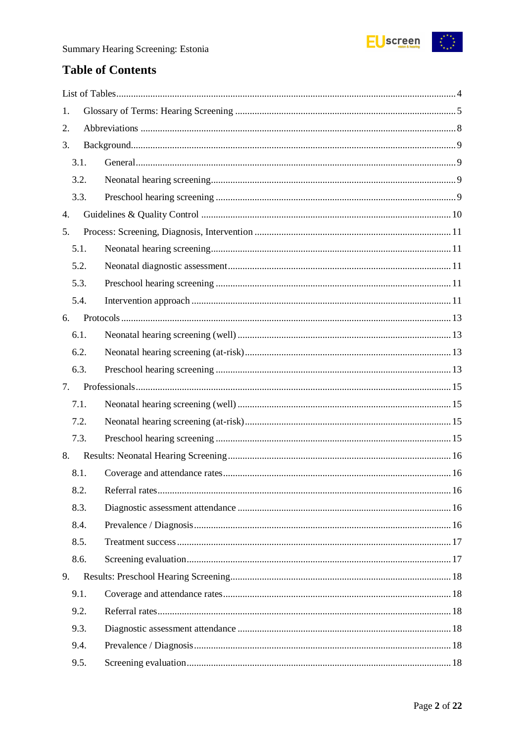# Table of Contents

List of Tables ........................................................ 4

1. Glossary of Terms: Hearing Screening ........................................................ 5
2. Abbreviations ........................................................ 8
3. Background ........................................................ 9
   - 3.1. General ........................................................ 9
   - 3.2. Neonatal hearing screening ........................................................ 9
   - 3.3. Preschool hearing screening ........................................................ 9
4. Guidelines & Quality Control ........................................................ 10
5. Process: Screening, Diagnosis, Intervention ........................................................ 11
   - 5.1. Neonatal hearing screening ........................................................ 11
   - 5.2. Neonatal diagnostic assessment ........................................................ 11
   - 5.3. Preschool hearing screening ........................................................ 11
   - 5.4. Intervention approach ........................................................ 11
6. Protocols ........................................................ 13
   - 6.1. Neonatal hearing screening (well) ........................................................ 13
   - 6.2. Neonatal hearing screening (at-risk) ........................................................ 13
   - 6.3. Preschool hearing screening ........................................................ 13
7. Professionals ........................................................ 15
   - 7.1. Neonatal hearing screening (well) ........................................................ 15
   - 7.2. Neonatal hearing screening (at-risk) ........................................................ 15
   - 7.3. Preschool hearing screening ........................................................ 15
8. Results: Neonatal Hearing Screening ........................................................ 16
   - 8.1. Coverage and attendance rates ........................................................ 16
   - 8.2. Referral rates ........................................................ 16
   - 8.3. Diagnostic assessment attendance ........................................................ 16
   - 8.4. Prevalence / Diagnosis ........................................................ 16
   - 8.5. Treatment success ........................................................ 17
   - 8.6. Screening evaluation ........................................................ 17
9. Results: Preschool Hearing Screening ........................................................ 18
   - 9.1. Coverage and attendance rates ........................................................ 18
   - 9.2. Referral rates ........................................................ 18
   - 9.3. Diagnostic assessment attendance ........................................................ 18
   - 9.4. Prevalence / Diagnosis ........................................................ 18
   - 9.5. Screening evaluation ........................................................ 18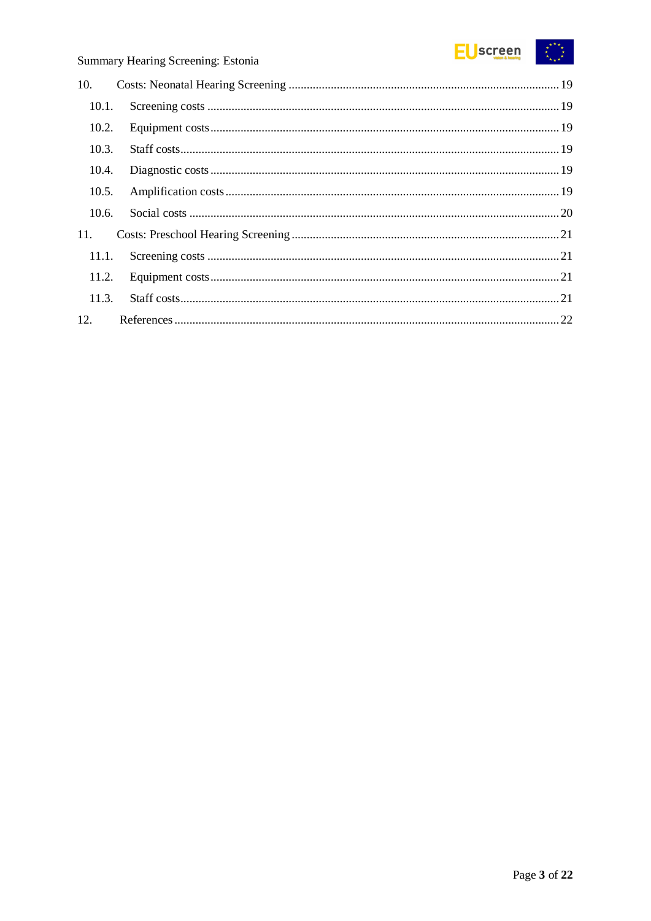10. Costs: Neonatal Hearing Screening ........................................................................................ 19

    10.1. Screening costs .................................................................................................... 19

    10.2. Equipment costs .................................................................................................. 19

    10.3. Staff costs ............................................................................................................ 19

    10.4. Diagnostic costs ................................................................................................... 19

    10.5. Amplification costs .............................................................................................. 19

    10.6. Social costs .......................................................................................................... 20

11. Costs: Preschool Hearing Screening ........................................................................................ 21

    11.1. Screening costs .................................................................................................... 21

    11.2. Equipment costs .................................................................................................. 21

    11.3. Staff costs ............................................................................................................ 21

12. References .............................................................................................................................. 22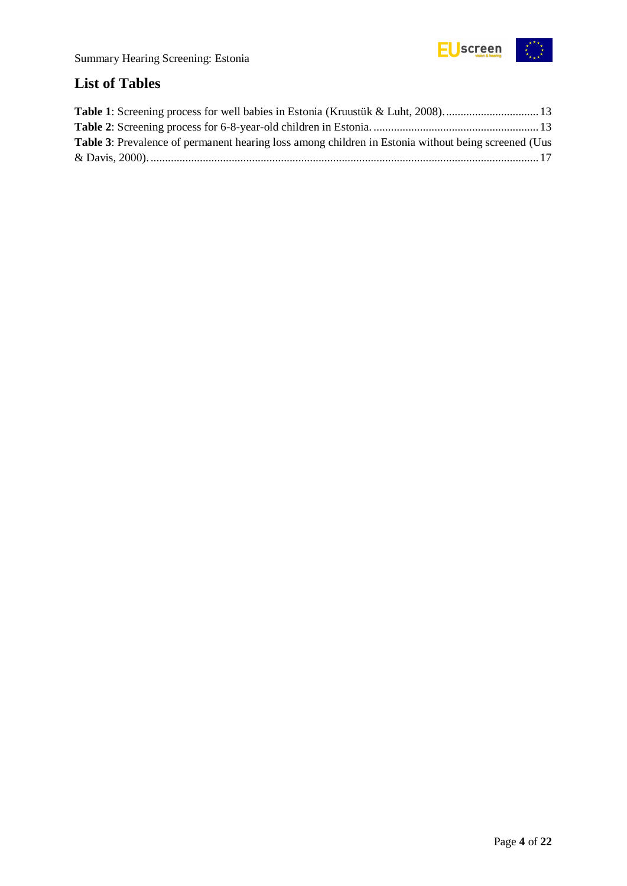## List of Tables

**Table 1**: Screening process for well babies in Estonia (Kruustük & Luht, 2008). ................................ 13
**Table 2**: Screening process for 6-8-year-old children in Estonia. ......................................................... 13
**Table 3**: Prevalence of permanent hearing loss among children in Estonia without being screened (Uus & Davis, 2000). ........................................................................................................................ 17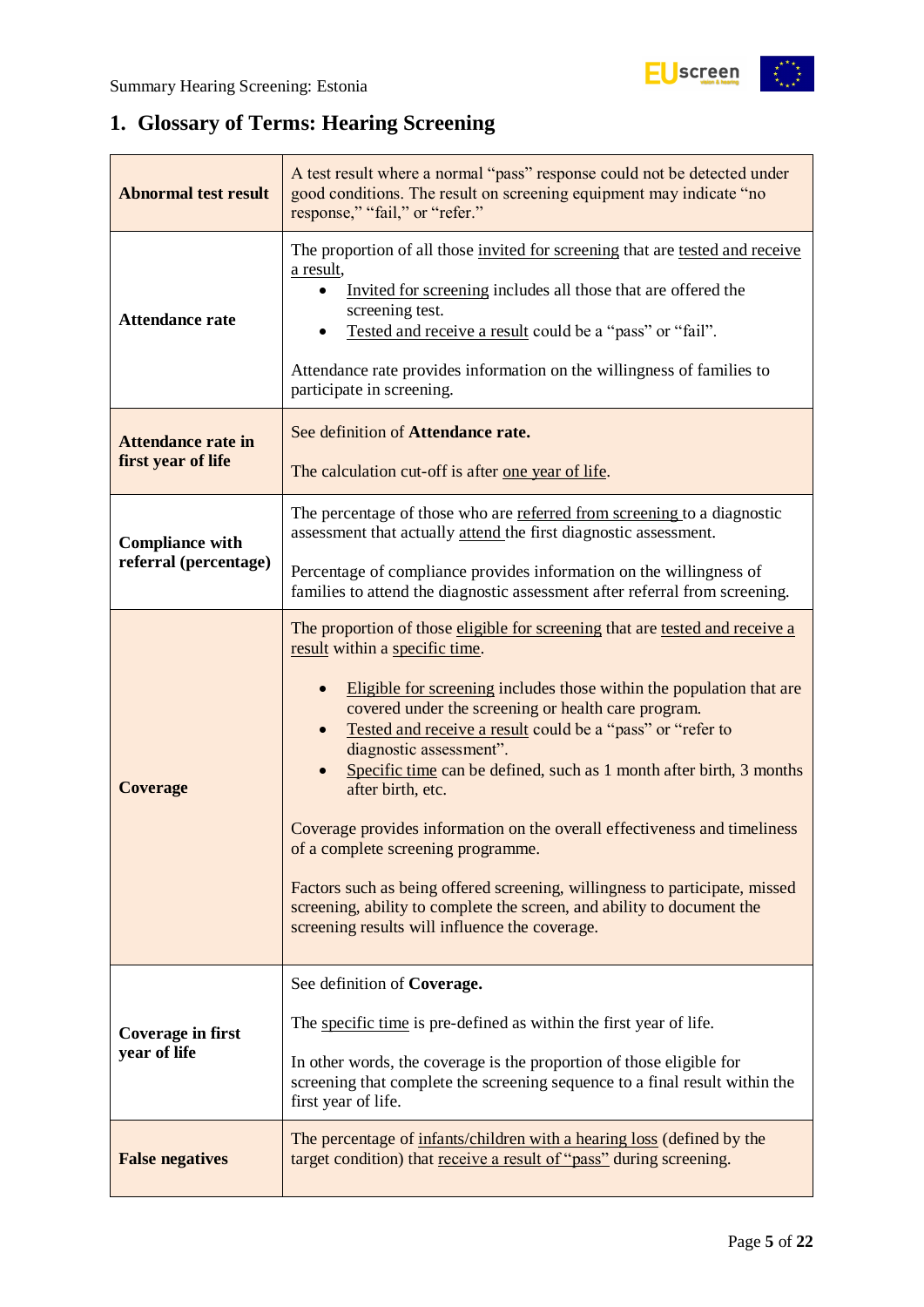## 1. Glossary of Terms: Hearing Screening

| | |
|---|---|
| **Abnormal test result** | A test result where a normal "pass" response could not be detected under good conditions. The result on screening equipment may indicate "no response," "fail," or "refer." |
| **Attendance rate** | The proportion of all those invited for screening that are tested and receive a result,<br>• Invited for screening includes all those that are offered the screening test.<br>• Tested and receive a result could be a "pass" or "fail".<br><br>Attendance rate provides information on the willingness of families to participate in screening. |
| **Attendance rate in first year of life** | See definition of **Attendance rate.**<br><br>The calculation cut-off is after one year of life. |
| **Compliance with referral (percentage)** | The percentage of those who are referred from screening to a diagnostic assessment that actually attend the first diagnostic assessment.<br><br>Percentage of compliance provides information on the willingness of families to attend the diagnostic assessment after referral from screening. |
| **Coverage** | The proportion of those eligible for screening that are tested and receive a result within a specific time.<br><br>• Eligible for screening includes those within the population that are covered under the screening or health care program.<br>• Tested and receive a result could be a "pass" or "refer to diagnostic assessment".<br>• Specific time can be defined, such as 1 month after birth, 3 months after birth, etc.<br><br>Coverage provides information on the overall effectiveness and timeliness of a complete screening programme.<br><br>Factors such as being offered screening, willingness to participate, missed screening, ability to complete the screen, and ability to document the screening results will influence the coverage. |
| **Coverage in first year of life** | See definition of **Coverage.**<br><br>The specific time is pre-defined as within the first year of life.<br><br>In other words, the coverage is the proportion of those eligible for screening that complete the screening sequence to a final result within the first year of life. |
| **False negatives** | The percentage of infants/children with a hearing loss (defined by the target condition) that receive a result of "pass" during screening. |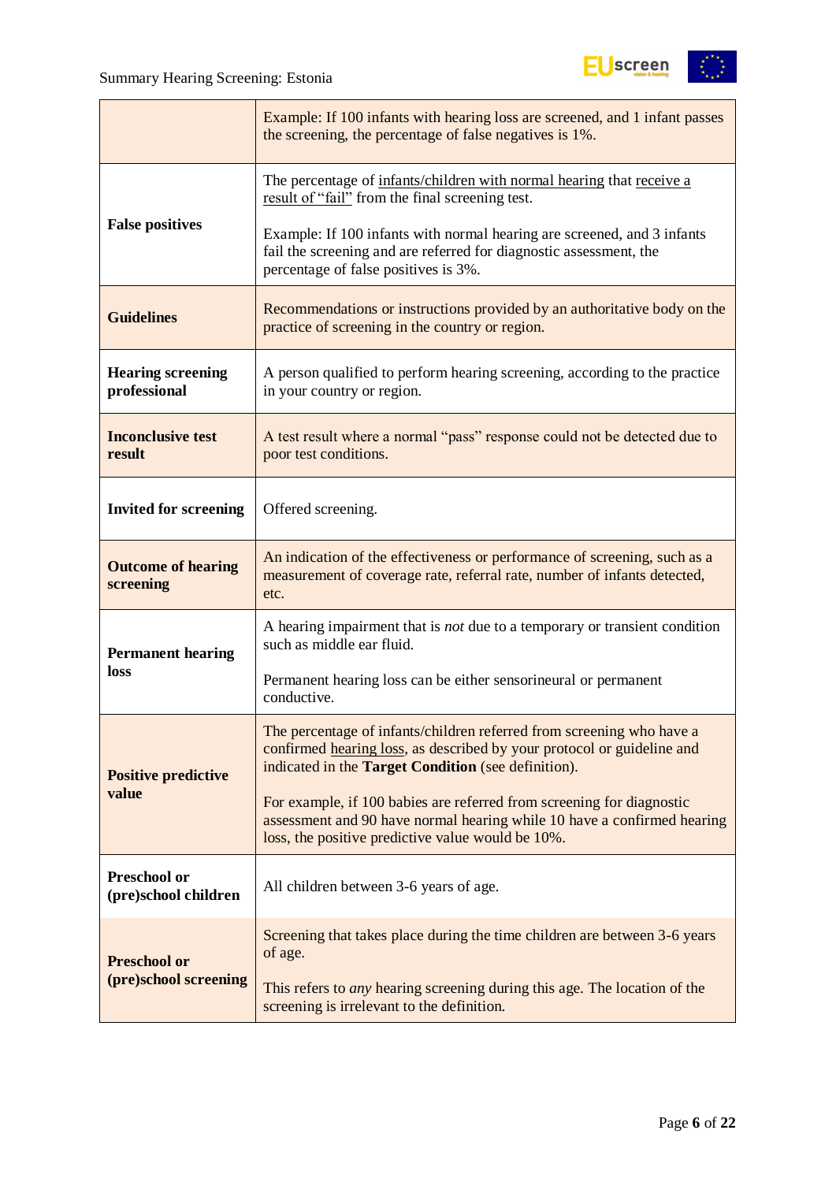| | |
|---|---|
| | Example: If 100 infants with hearing loss are screened, and 1 infant passes the screening, the percentage of false negatives is 1%. |
| **False positives** | The percentage of infants/children with normal hearing that receive a result of "fail" from the final screening test.<br><br>Example: If 100 infants with normal hearing are screened, and 3 infants fail the screening and are referred for diagnostic assessment, the percentage of false positives is 3%. |
| **Guidelines** | Recommendations or instructions provided by an authoritative body on the practice of screening in the country or region. |
| **Hearing screening professional** | A person qualified to perform hearing screening, according to the practice in your country or region. |
| **Inconclusive test result** | A test result where a normal "pass" response could not be detected due to poor test conditions. |
| **Invited for screening** | Offered screening. |
| **Outcome of hearing screening** | An indication of the effectiveness or performance of screening, such as a measurement of coverage rate, referral rate, number of infants detected, etc. |
| **Permanent hearing loss** | A hearing impairment that is *not* due to a temporary or transient condition such as middle ear fluid.<br><br>Permanent hearing loss can be either sensorineural or permanent conductive. |
| **Positive predictive value** | The percentage of infants/children referred from screening who have a confirmed hearing loss, as described by your protocol or guideline and indicated in the **Target Condition** (see definition).<br><br>For example, if 100 babies are referred from screening for diagnostic assessment and 90 have normal hearing while 10 have a confirmed hearing loss, the positive predictive value would be 10%. |
| **Preschool or (pre)school children** | All children between 3-6 years of age. |
| **Preschool or (pre)school screening** | Screening that takes place during the time children are between 3-6 years of age.<br><br>This refers to *any* hearing screening during this age. The location of the screening is irrelevant to the definition. |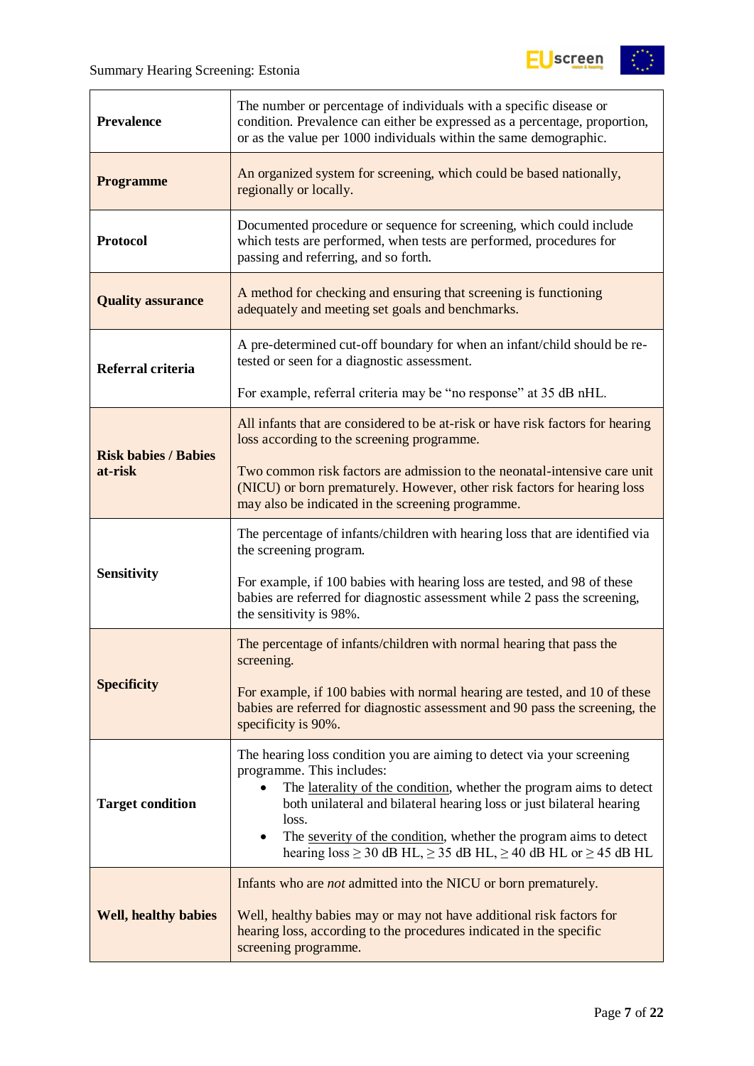| | |
|---|---|
| **Prevalence** | The number or percentage of individuals with a specific disease or condition. Prevalence can either be expressed as a percentage, proportion, or as the value per 1000 individuals within the same demographic. |
| **Programme** | An organized system for screening, which could be based nationally, regionally or locally. |
| **Protocol** | Documented procedure or sequence for screening, which could include which tests are performed, when tests are performed, procedures for passing and referring, and so forth. |
| **Quality assurance** | A method for checking and ensuring that screening is functioning adequately and meeting set goals and benchmarks. |
| **Referral criteria** | A pre-determined cut-off boundary for when an infant/child should be re-tested or seen for a diagnostic assessment.<br><br>For example, referral criteria may be "no response" at 35 dB nHL. |
| **Risk babies / Babies at-risk** | All infants that are considered to be at-risk or have risk factors for hearing loss according to the screening programme.<br><br>Two common risk factors are admission to the neonatal-intensive care unit (NICU) or born prematurely. However, other risk factors for hearing loss may also be indicated in the screening programme. |
| **Sensitivity** | The percentage of infants/children with hearing loss that are identified via the screening program.<br><br>For example, if 100 babies with hearing loss are tested, and 98 of these babies are referred for diagnostic assessment while 2 pass the screening, the sensitivity is 98%. |
| **Specificity** | The percentage of infants/children with normal hearing that pass the screening.<br><br>For example, if 100 babies with normal hearing are tested, and 10 of these babies are referred for diagnostic assessment and 90 pass the screening, the specificity is 90%. |
| **Target condition** | The hearing loss condition you are aiming to detect via your screening programme. This includes:<br>• The laterality of the condition, whether the program aims to detect both unilateral and bilateral hearing loss or just bilateral hearing loss.<br>• The severity of the condition, whether the program aims to detect hearing loss ≥ 30 dB HL, ≥ 35 dB HL, ≥ 40 dB HL or ≥ 45 dB HL |
| **Well, healthy babies** | Infants who are *not* admitted into the NICU or born prematurely.<br><br>Well, healthy babies may or may not have additional risk factors for hearing loss, according to the procedures indicated in the specific screening programme. |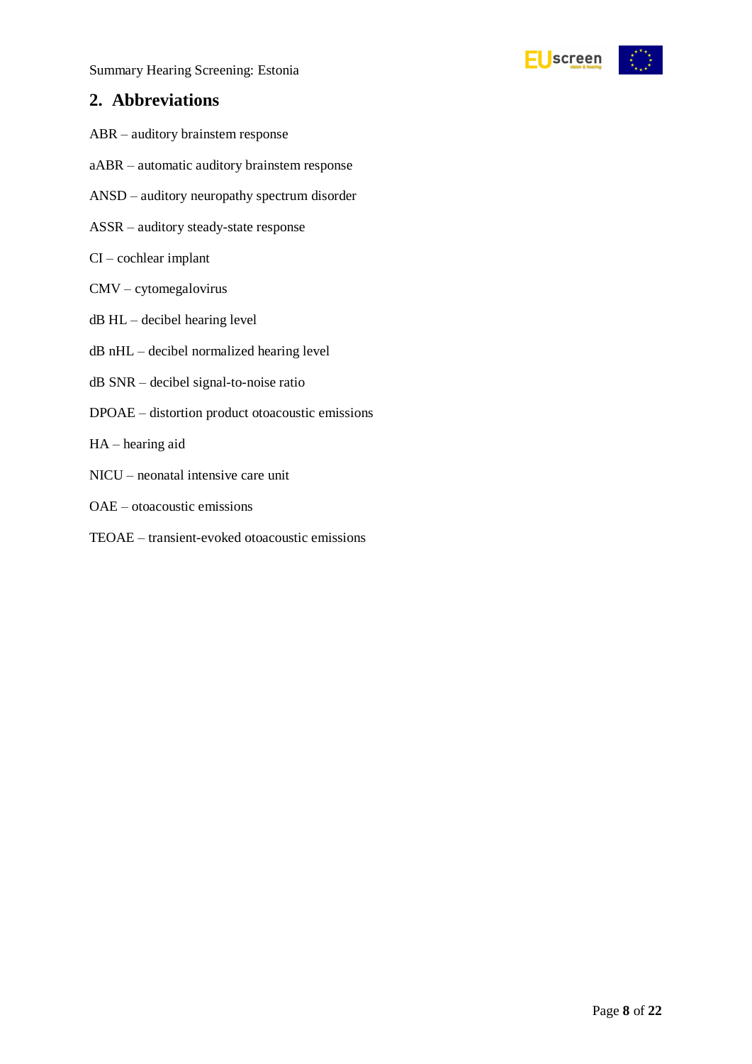## 2. Abbreviations

ABR – auditory brainstem response

aABR – automatic auditory brainstem response

ANSD – auditory neuropathy spectrum disorder

ASSR – auditory steady-state response

CI – cochlear implant

CMV – cytomegalovirus

dB HL – decibel hearing level

dB nHL – decibel normalized hearing level

dB SNR – decibel signal-to-noise ratio

DPOAE – distortion product otoacoustic emissions

HA – hearing aid

NICU – neonatal intensive care unit

OAE – otoacoustic emissions

TEOAE – transient-evoked otoacoustic emissions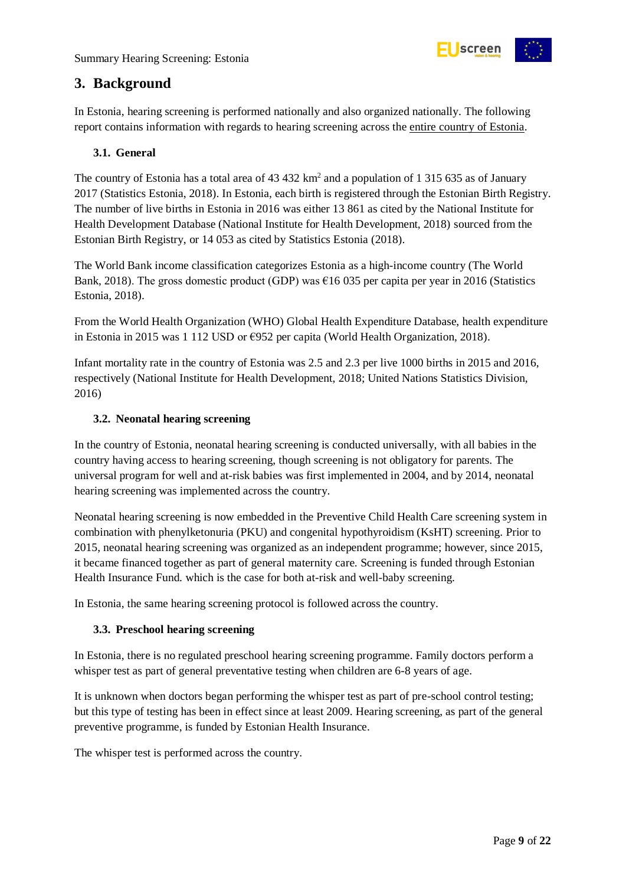## 3. Background

In Estonia, hearing screening is performed nationally and also organized nationally. The following report contains information with regards to hearing screening across the entire country of Estonia.

### 3.1. General

The country of Estonia has a total area of 43 432 km$^2$ and a population of 1 315 635 as of January 2017 (Statistics Estonia, 2018). In Estonia, each birth is registered through the Estonian Birth Registry. The number of live births in Estonia in 2016 was either 13 861 as cited by the National Institute for Health Development Database (National Institute for Health Development, 2018) sourced from the Estonian Birth Registry, or 14 053 as cited by Statistics Estonia (2018).

The World Bank income classification categorizes Estonia as a high-income country (The World Bank, 2018). The gross domestic product (GDP) was €16 035 per capita per year in 2016 (Statistics Estonia, 2018).

From the World Health Organization (WHO) Global Health Expenditure Database, health expenditure in Estonia in 2015 was 1 112 USD or €952 per capita (World Health Organization, 2018).

Infant mortality rate in the country of Estonia was 2.5 and 2.3 per live 1000 births in 2015 and 2016, respectively (National Institute for Health Development, 2018; United Nations Statistics Division, 2016)

### 3.2. Neonatal hearing screening

In the country of Estonia, neonatal hearing screening is conducted universally, with all babies in the country having access to hearing screening, though screening is not obligatory for parents. The universal program for well and at-risk babies was first implemented in 2004, and by 2014, neonatal hearing screening was implemented across the country.

Neonatal hearing screening is now embedded in the Preventive Child Health Care screening system in combination with phenylketonuria (PKU) and congenital hypothyroidism (KsHT) screening. Prior to 2015, neonatal hearing screening was organized as an independent programme; however, since 2015, it became financed together as part of general maternity care. Screening is funded through Estonian Health Insurance Fund. which is the case for both at-risk and well-baby screening.

In Estonia, the same hearing screening protocol is followed across the country.

### 3.3. Preschool hearing screening

In Estonia, there is no regulated preschool hearing screening programme. Family doctors perform a whisper test as part of general preventative testing when children are 6-8 years of age.

It is unknown when doctors began performing the whisper test as part of pre-school control testing; but this type of testing has been in effect since at least 2009. Hearing screening, as part of the general preventive programme, is funded by Estonian Health Insurance.

The whisper test is performed across the country.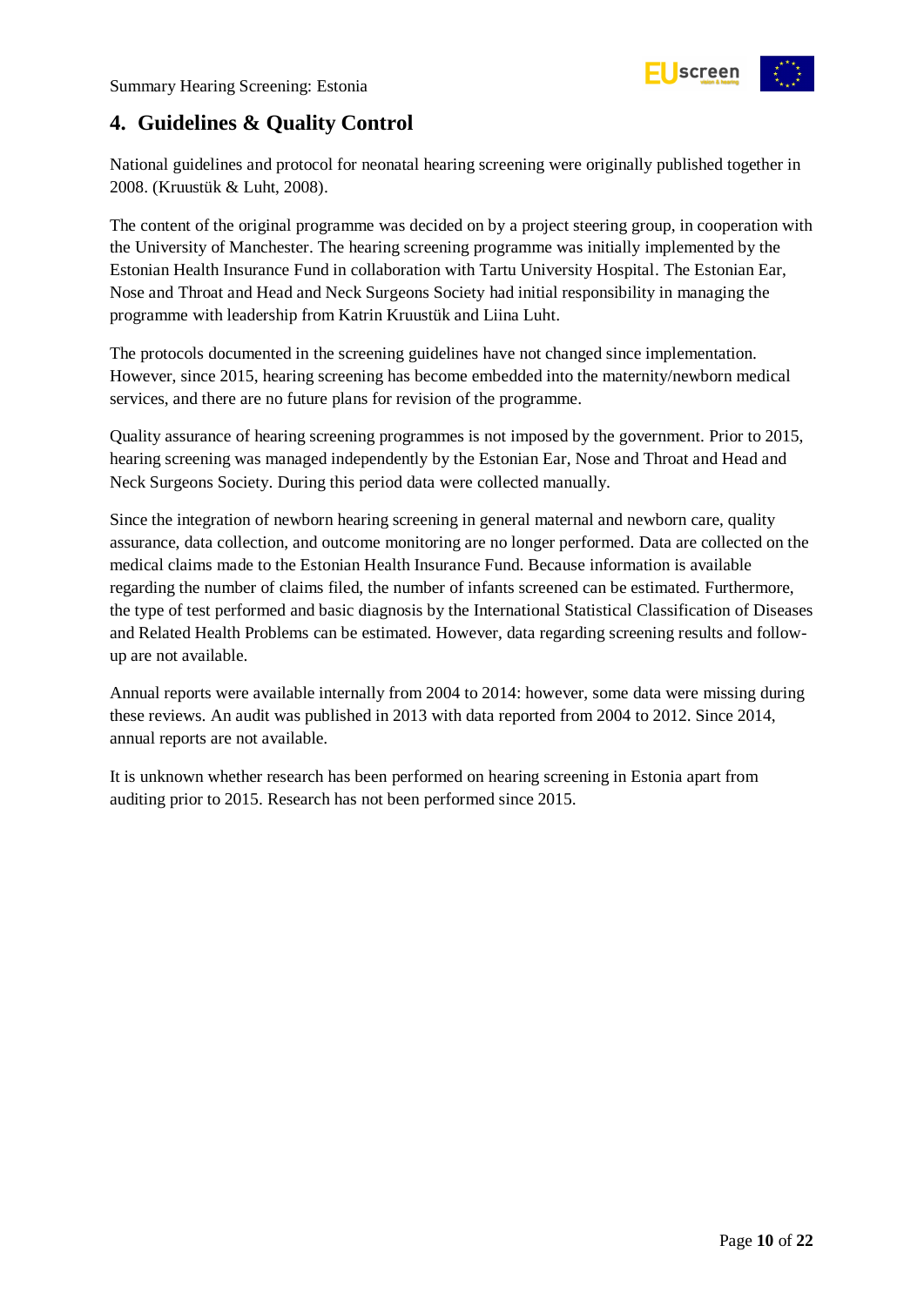## 4. Guidelines & Quality Control

National guidelines and protocol for neonatal hearing screening were originally published together in 2008. (Kruustük & Luht, 2008).

The content of the original programme was decided on by a project steering group, in cooperation with the University of Manchester. The hearing screening programme was initially implemented by the Estonian Health Insurance Fund in collaboration with Tartu University Hospital. The Estonian Ear, Nose and Throat and Head and Neck Surgeons Society had initial responsibility in managing the programme with leadership from Katrin Kruustük and Liina Luht.

The protocols documented in the screening guidelines have not changed since implementation. However, since 2015, hearing screening has become embedded into the maternity/newborn medical services, and there are no future plans for revision of the programme.

Quality assurance of hearing screening programmes is not imposed by the government. Prior to 2015, hearing screening was managed independently by the Estonian Ear, Nose and Throat and Head and Neck Surgeons Society. During this period data were collected manually.

Since the integration of newborn hearing screening in general maternal and newborn care, quality assurance, data collection, and outcome monitoring are no longer performed. Data are collected on the medical claims made to the Estonian Health Insurance Fund. Because information is available regarding the number of claims filed, the number of infants screened can be estimated. Furthermore, the type of test performed and basic diagnosis by the International Statistical Classification of Diseases and Related Health Problems can be estimated. However, data regarding screening results and follow-up are not available.

Annual reports were available internally from 2004 to 2014: however, some data were missing during these reviews. An audit was published in 2013 with data reported from 2004 to 2012. Since 2014, annual reports are not available.

It is unknown whether research has been performed on hearing screening in Estonia apart from auditing prior to 2015. Research has not been performed since 2015.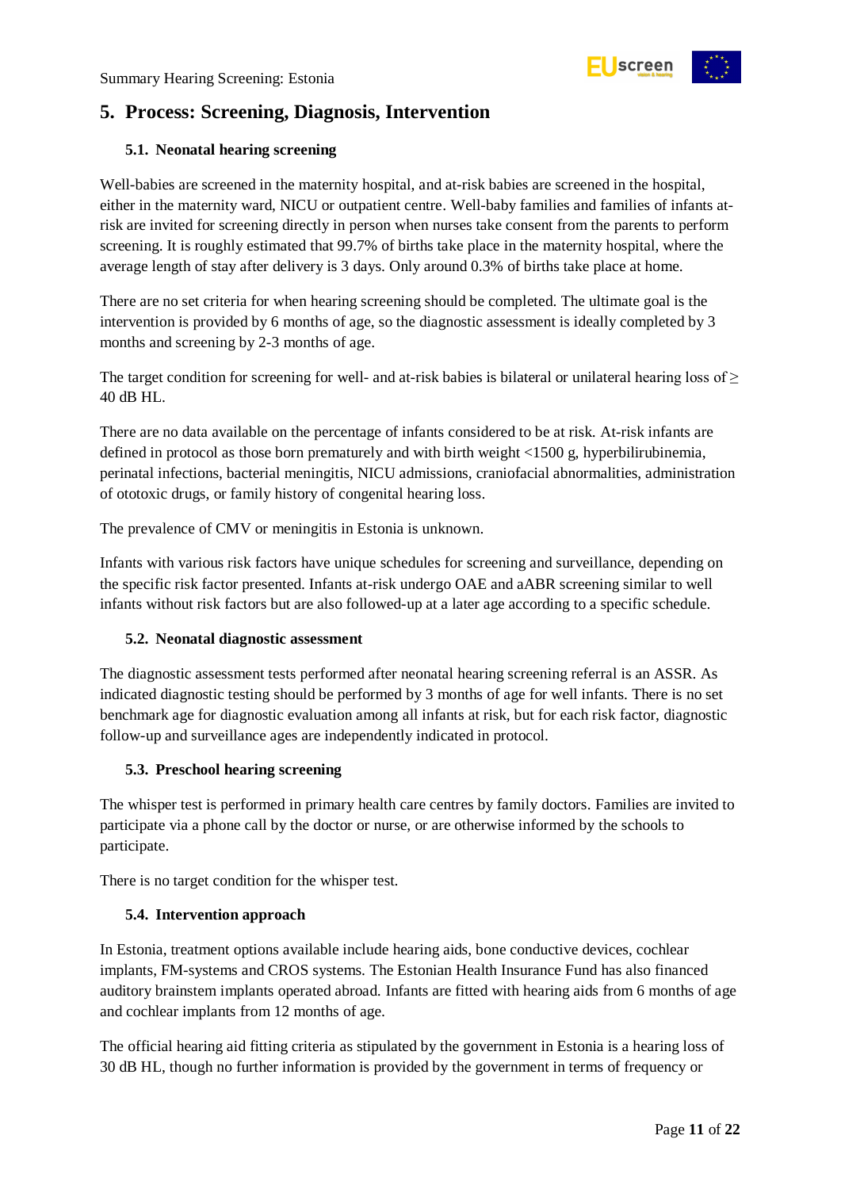## 5. Process: Screening, Diagnosis, Intervention

### 5.1. Neonatal hearing screening

Well-babies are screened in the maternity hospital, and at-risk babies are screened in the hospital, either in the maternity ward, NICU or outpatient centre. Well-baby families and families of infants at-risk are invited for screening directly in person when nurses take consent from the parents to perform screening. It is roughly estimated that 99.7% of births take place in the maternity hospital, where the average length of stay after delivery is 3 days. Only around 0.3% of births take place at home.

There are no set criteria for when hearing screening should be completed. The ultimate goal is the intervention is provided by 6 months of age, so the diagnostic assessment is ideally completed by 3 months and screening by 2-3 months of age.

The target condition for screening for well- and at-risk babies is bilateral or unilateral hearing loss of ≥ 40 dB HL.

There are no data available on the percentage of infants considered to be at risk. At-risk infants are defined in protocol as those born prematurely and with birth weight <1500 g, hyperbilirubinemia, perinatal infections, bacterial meningitis, NICU admissions, craniofacial abnormalities, administration of ototoxic drugs, or family history of congenital hearing loss.

The prevalence of CMV or meningitis in Estonia is unknown.

Infants with various risk factors have unique schedules for screening and surveillance, depending on the specific risk factor presented. Infants at-risk undergo OAE and aABR screening similar to well infants without risk factors but are also followed-up at a later age according to a specific schedule.

### 5.2. Neonatal diagnostic assessment

The diagnostic assessment tests performed after neonatal hearing screening referral is an ASSR. As indicated diagnostic testing should be performed by 3 months of age for well infants. There is no set benchmark age for diagnostic evaluation among all infants at risk, but for each risk factor, diagnostic follow-up and surveillance ages are independently indicated in protocol.

### 5.3. Preschool hearing screening

The whisper test is performed in primary health care centres by family doctors. Families are invited to participate via a phone call by the doctor or nurse, or are otherwise informed by the schools to participate.

There is no target condition for the whisper test.

### 5.4. Intervention approach

In Estonia, treatment options available include hearing aids, bone conductive devices, cochlear implants, FM-systems and CROS systems. The Estonian Health Insurance Fund has also financed auditory brainstem implants operated abroad. Infants are fitted with hearing aids from 6 months of age and cochlear implants from 12 months of age.

The official hearing aid fitting criteria as stipulated by the government in Estonia is a hearing loss of 30 dB HL, though no further information is provided by the government in terms of frequency or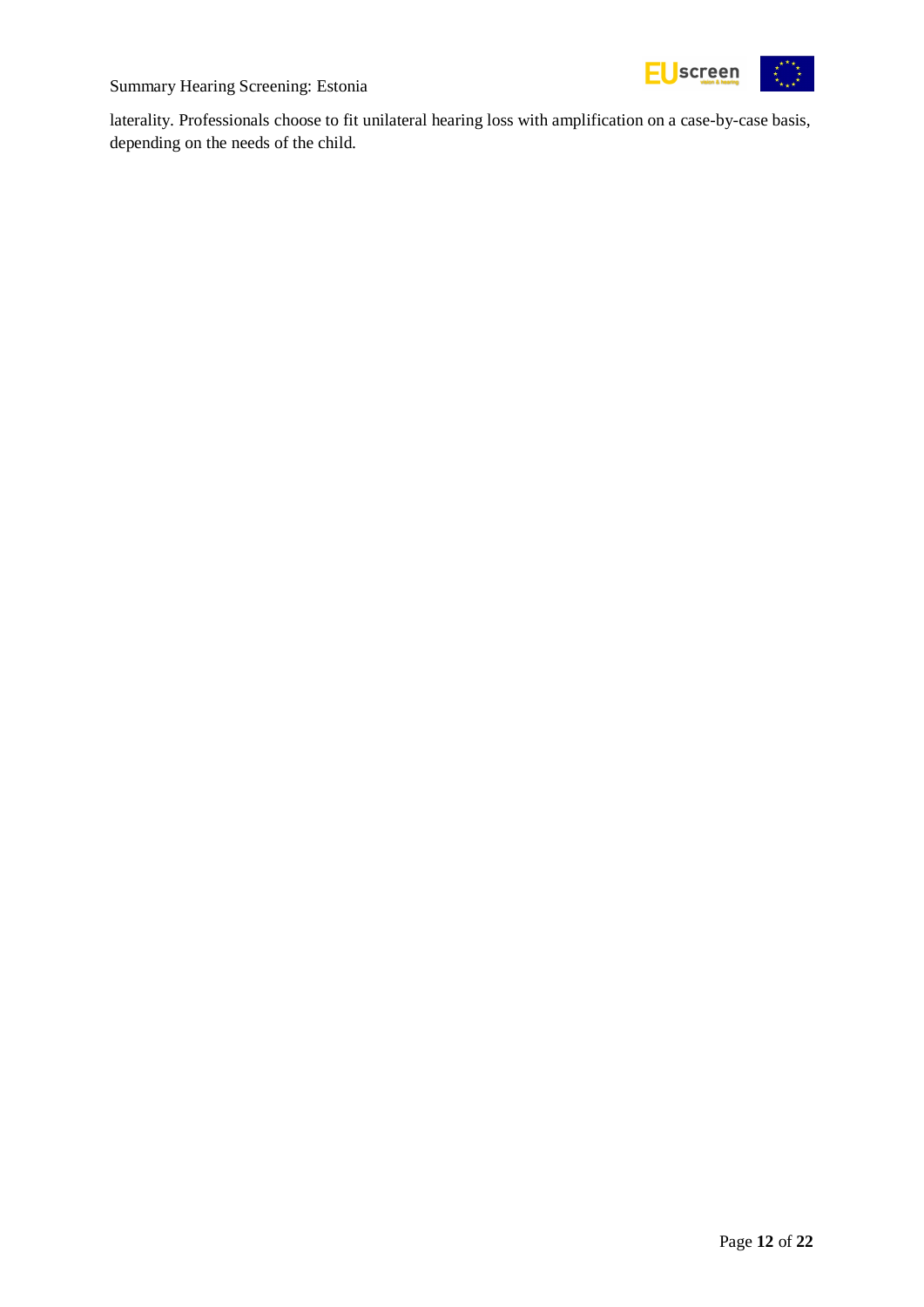laterality. Professionals choose to fit unilateral hearing loss with amplification on a case-by-case basis, depending on the needs of the child.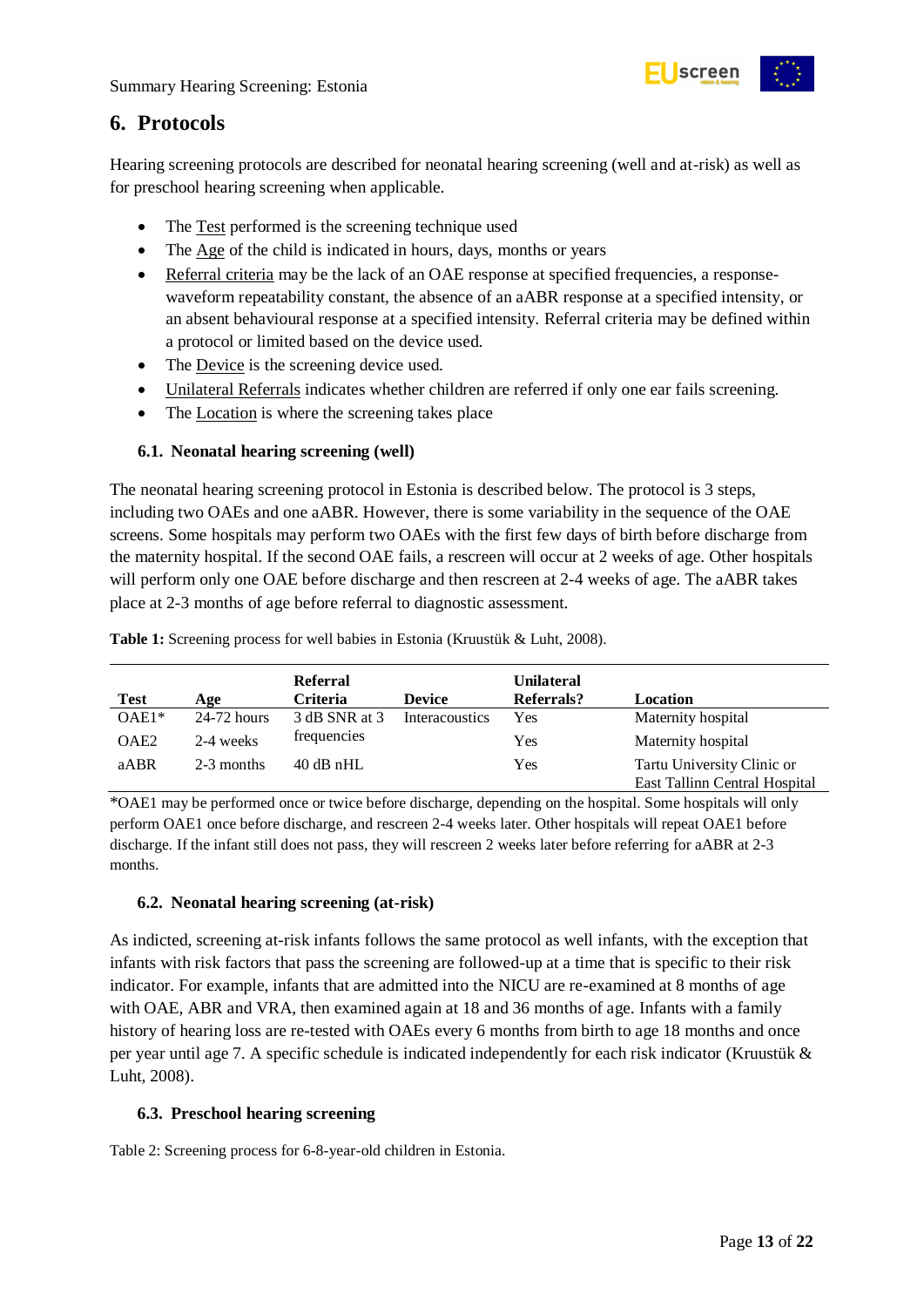## 6. Protocols

Hearing screening protocols are described for neonatal hearing screening (well and at-risk) as well as for preschool hearing screening when applicable.

- The Test performed is the screening technique used
- The Age of the child is indicated in hours, days, months or years
- Referral criteria may be the lack of an OAE response at specified frequencies, a response-waveform repeatability constant, the absence of an aABR response at a specified intensity, or an absent behavioural response at a specified intensity. Referral criteria may be defined within a protocol or limited based on the device used.
- The Device is the screening device used.
- Unilateral Referrals indicates whether children are referred if only one ear fails screening.
- The Location is where the screening takes place

### 6.1. Neonatal hearing screening (well)

The neonatal hearing screening protocol in Estonia is described below. The protocol is 3 steps, including two OAEs and one aABR. However, there is some variability in the sequence of the OAE screens. Some hospitals may perform two OAEs with the first few days of birth before discharge from the maternity hospital. If the second OAE fails, a rescreen will occur at 2 weeks of age. Other hospitals will perform only one OAE before discharge and then rescreen at 2-4 weeks of age. The aABR takes place at 2-3 months of age before referral to diagnostic assessment.

**Table 1:** Screening process for well babies in Estonia (Kruustük & Luht, 2008).

| Test | Age | Referral Criteria | Device | Unilateral Referrals? | Location |
|---|---|---|---|---|---|
| OAE1* | 24-72 hours | 3 dB SNR at 3 frequencies | Interacoustics | Yes | Maternity hospital |
| OAE2 | 2-4 weeks | | | Yes | Maternity hospital |
| aABR | 2-3 months | 40 dB nHL | | Yes | Tartu University Clinic or East Tallinn Central Hospital |

*OAE1 may be performed once or twice before discharge, depending on the hospital. Some hospitals will only perform OAE1 once before discharge, and rescreen 2-4 weeks later. Other hospitals will repeat OAE1 before discharge. If the infant still does not pass, they will rescreen 2 weeks later before referring for aABR at 2-3 months.

### 6.2. Neonatal hearing screening (at-risk)

As indicted, screening at-risk infants follows the same protocol as well infants, with the exception that infants with risk factors that pass the screening are followed-up at a time that is specific to their risk indicator. For example, infants that are admitted into the NICU are re-examined at 8 months of age with OAE, ABR and VRA, then examined again at 18 and 36 months of age. Infants with a family history of hearing loss are re-tested with OAEs every 6 months from birth to age 18 months and once per year until age 7. A specific schedule is indicated independently for each risk indicator (Kruustük & Luht, 2008).

### 6.3. Preschool hearing screening

Table 2: Screening process for 6-8-year-old children in Estonia.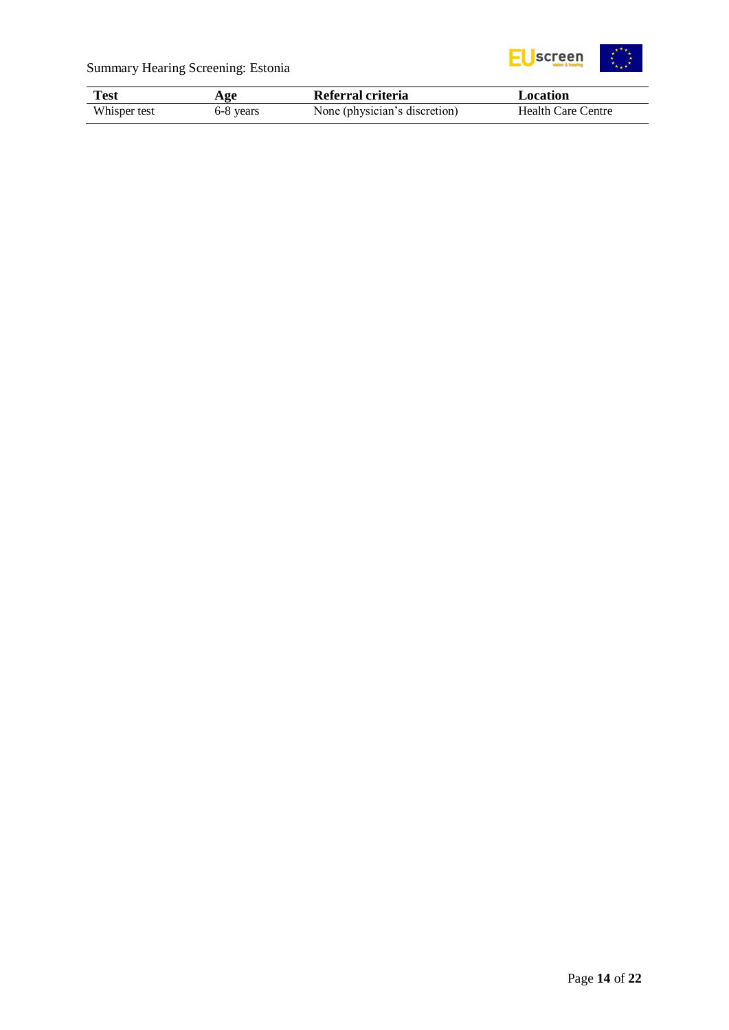| Test | Age | Referral criteria | Location |
|---|---|---|---|
| Whisper test | 6-8 years | None (physician's discretion) | Health Care Centre |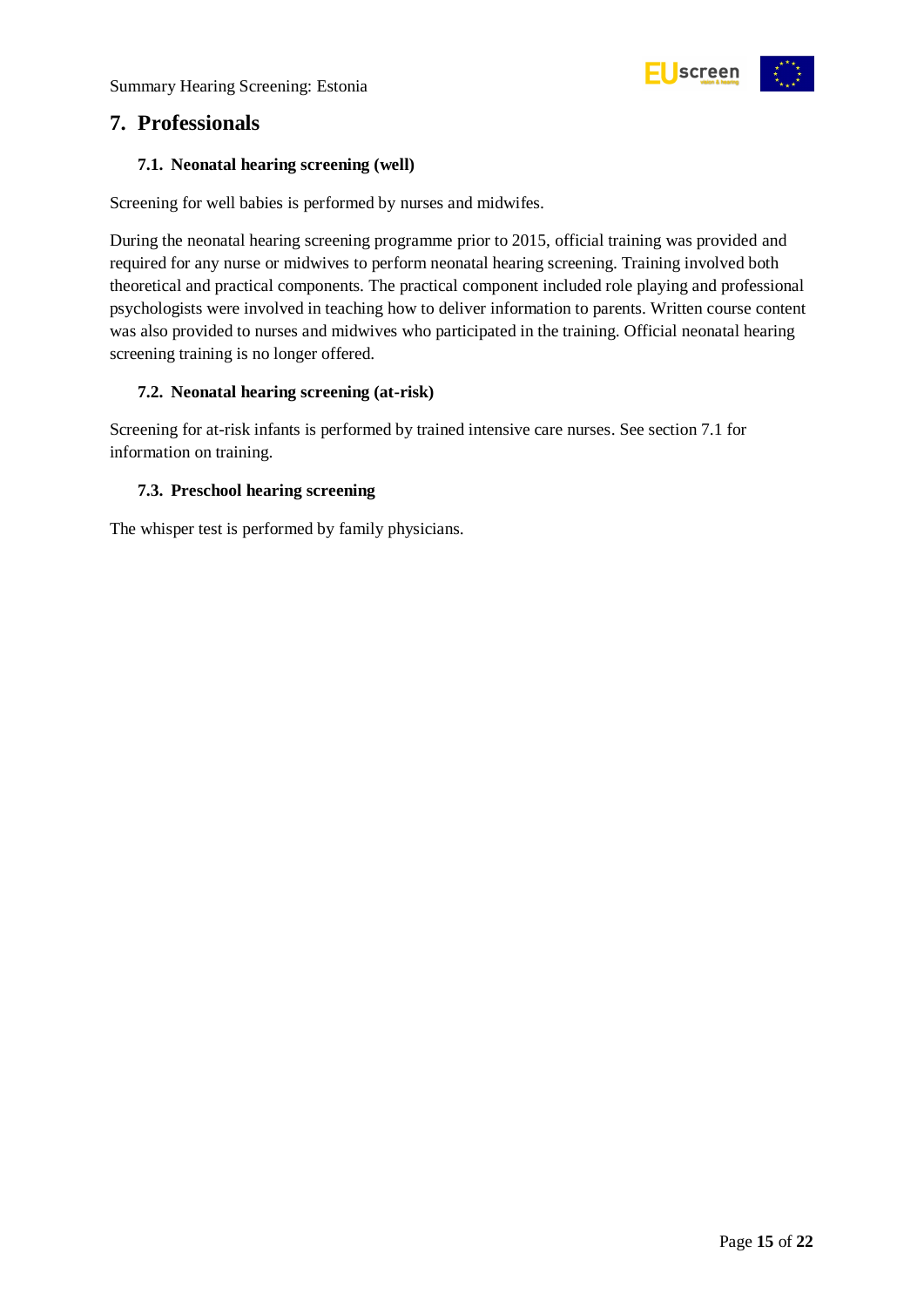## 7. Professionals

### 7.1. Neonatal hearing screening (well)

Screening for well babies is performed by nurses and midwifes.

During the neonatal hearing screening programme prior to 2015, official training was provided and required for any nurse or midwives to perform neonatal hearing screening. Training involved both theoretical and practical components. The practical component included role playing and professional psychologists were involved in teaching how to deliver information to parents. Written course content was also provided to nurses and midwives who participated in the training. Official neonatal hearing screening training is no longer offered.

### 7.2. Neonatal hearing screening (at-risk)

Screening for at-risk infants is performed by trained intensive care nurses. See section 7.1 for information on training.

### 7.3. Preschool hearing screening

The whisper test is performed by family physicians.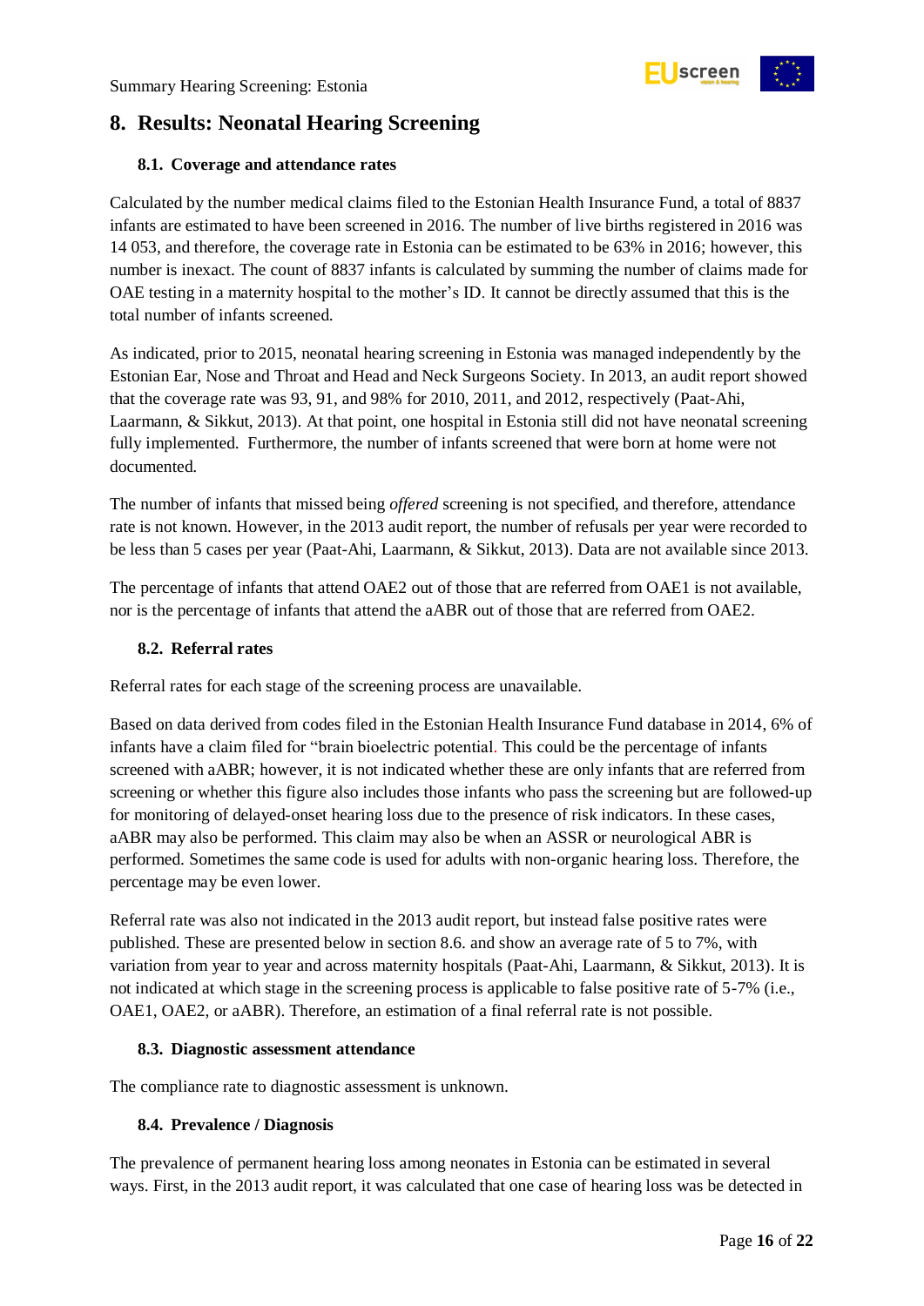# 8. Results: Neonatal Hearing Screening

## 8.1. Coverage and attendance rates

Calculated by the number medical claims filed to the Estonian Health Insurance Fund, a total of 8837 infants are estimated to have been screened in 2016. The number of live births registered in 2016 was 14 053, and therefore, the coverage rate in Estonia can be estimated to be 63% in 2016; however, this number is inexact. The count of 8837 infants is calculated by summing the number of claims made for OAE testing in a maternity hospital to the mother's ID. It cannot be directly assumed that this is the total number of infants screened.

As indicated, prior to 2015, neonatal hearing screening in Estonia was managed independently by the Estonian Ear, Nose and Throat and Head and Neck Surgeons Society. In 2013, an audit report showed that the coverage rate was 93, 91, and 98% for 2010, 2011, and 2012, respectively (Paat-Ahi, Laarmann, & Sikkut, 2013). At that point, one hospital in Estonia still did not have neonatal screening fully implemented. Furthermore, the number of infants screened that were born at home were not documented.

The number of infants that missed being *offered* screening is not specified, and therefore, attendance rate is not known. However, in the 2013 audit report, the number of refusals per year were recorded to be less than 5 cases per year (Paat-Ahi, Laarmann, & Sikkut, 2013). Data are not available since 2013.

The percentage of infants that attend OAE2 out of those that are referred from OAE1 is not available, nor is the percentage of infants that attend the aABR out of those that are referred from OAE2.

## 8.2. Referral rates

Referral rates for each stage of the screening process are unavailable.

Based on data derived from codes filed in the Estonian Health Insurance Fund database in 2014, 6% of infants have a claim filed for "brain bioelectric potential. This could be the percentage of infants screened with aABR; however, it is not indicated whether these are only infants that are referred from screening or whether this figure also includes those infants who pass the screening but are followed-up for monitoring of delayed-onset hearing loss due to the presence of risk indicators. In these cases, aABR may also be performed. This claim may also be when an ASSR or neurological ABR is performed. Sometimes the same code is used for adults with non-organic hearing loss. Therefore, the percentage may be even lower.

Referral rate was also not indicated in the 2013 audit report, but instead false positive rates were published. These are presented below in section 8.6. and show an average rate of 5 to 7%, with variation from year to year and across maternity hospitals (Paat-Ahi, Laarmann, & Sikkut, 2013). It is not indicated at which stage in the screening process is applicable to false positive rate of 5-7% (i.e., OAE1, OAE2, or aABR). Therefore, an estimation of a final referral rate is not possible.

## 8.3. Diagnostic assessment attendance

The compliance rate to diagnostic assessment is unknown.

## 8.4. Prevalence / Diagnosis

The prevalence of permanent hearing loss among neonates in Estonia can be estimated in several ways. First, in the 2013 audit report, it was calculated that one case of hearing loss was be detected in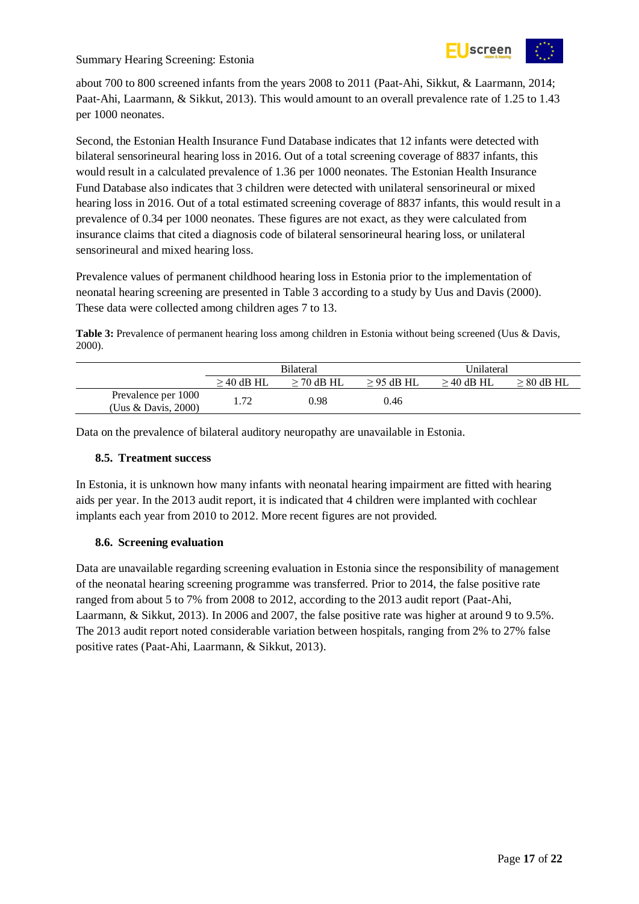about 700 to 800 screened infants from the years 2008 to 2011 (Paat-Ahi, Sikkut, & Laarmann, 2014; Paat-Ahi, Laarmann, & Sikkut, 2013). This would amount to an overall prevalence rate of 1.25 to 1.43 per 1000 neonates.

Second, the Estonian Health Insurance Fund Database indicates that 12 infants were detected with bilateral sensorineural hearing loss in 2016. Out of a total screening coverage of 8837 infants, this would result in a calculated prevalence of 1.36 per 1000 neonates. The Estonian Health Insurance Fund Database also indicates that 3 children were detected with unilateral sensorineural or mixed hearing loss in 2016. Out of a total estimated screening coverage of 8837 infants, this would result in a prevalence of 0.34 per 1000 neonates. These figures are not exact, as they were calculated from insurance claims that cited a diagnosis code of bilateral sensorineural hearing loss, or unilateral sensorineural and mixed hearing loss.

Prevalence values of permanent childhood hearing loss in Estonia prior to the implementation of neonatal hearing screening are presented in Table 3 according to a study by Uus and Davis (2000). These data were collected among children ages 7 to 13.

**Table 3:** Prevalence of permanent hearing loss among children in Estonia without being screened (Uus & Davis, 2000).

| | Bilateral | | | Unilateral | |
|---|---|---|---|---|---|
| | ≥ 40 dB HL | ≥ 70 dB HL | ≥ 95 dB HL | ≥ 40 dB HL | ≥ 80 dB HL |
| Prevalence per 1000 (Uus & Davis, 2000) | 1.72 | 0.98 | 0.46 | | |

Data on the prevalence of bilateral auditory neuropathy are unavailable in Estonia.

### 8.5. Treatment success

In Estonia, it is unknown how many infants with neonatal hearing impairment are fitted with hearing aids per year. In the 2013 audit report, it is indicated that 4 children were implanted with cochlear implants each year from 2010 to 2012. More recent figures are not provided.

### 8.6. Screening evaluation

Data are unavailable regarding screening evaluation in Estonia since the responsibility of management of the neonatal hearing screening programme was transferred. Prior to 2014, the false positive rate ranged from about 5 to 7% from 2008 to 2012, according to the 2013 audit report (Paat-Ahi, Laarmann, & Sikkut, 2013). In 2006 and 2007, the false positive rate was higher at around 9 to 9.5%. The 2013 audit report noted considerable variation between hospitals, ranging from 2% to 27% false positive rates (Paat-Ahi, Laarmann, & Sikkut, 2013).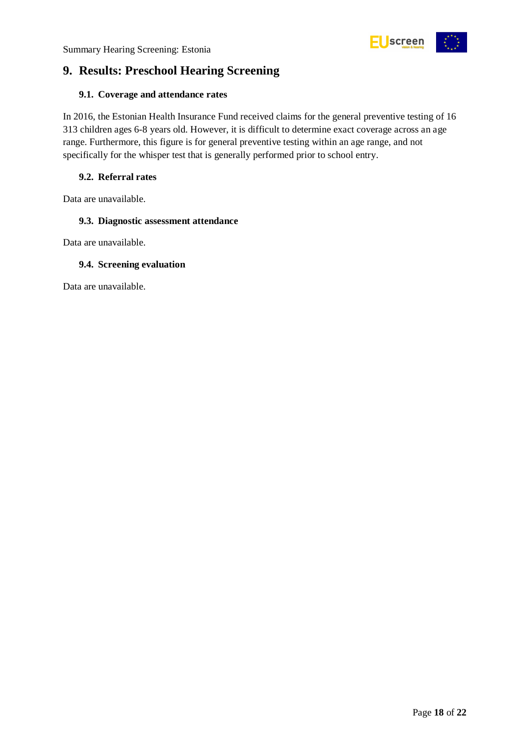## 9. Results: Preschool Hearing Screening

### 9.1. Coverage and attendance rates

In 2016, the Estonian Health Insurance Fund received claims for the general preventive testing of 16 313 children ages 6-8 years old. However, it is difficult to determine exact coverage across an age range. Furthermore, this figure is for general preventive testing within an age range, and not specifically for the whisper test that is generally performed prior to school entry.

### 9.2. Referral rates

Data are unavailable.

### 9.3. Diagnostic assessment attendance

Data are unavailable.

### 9.4. Screening evaluation

Data are unavailable.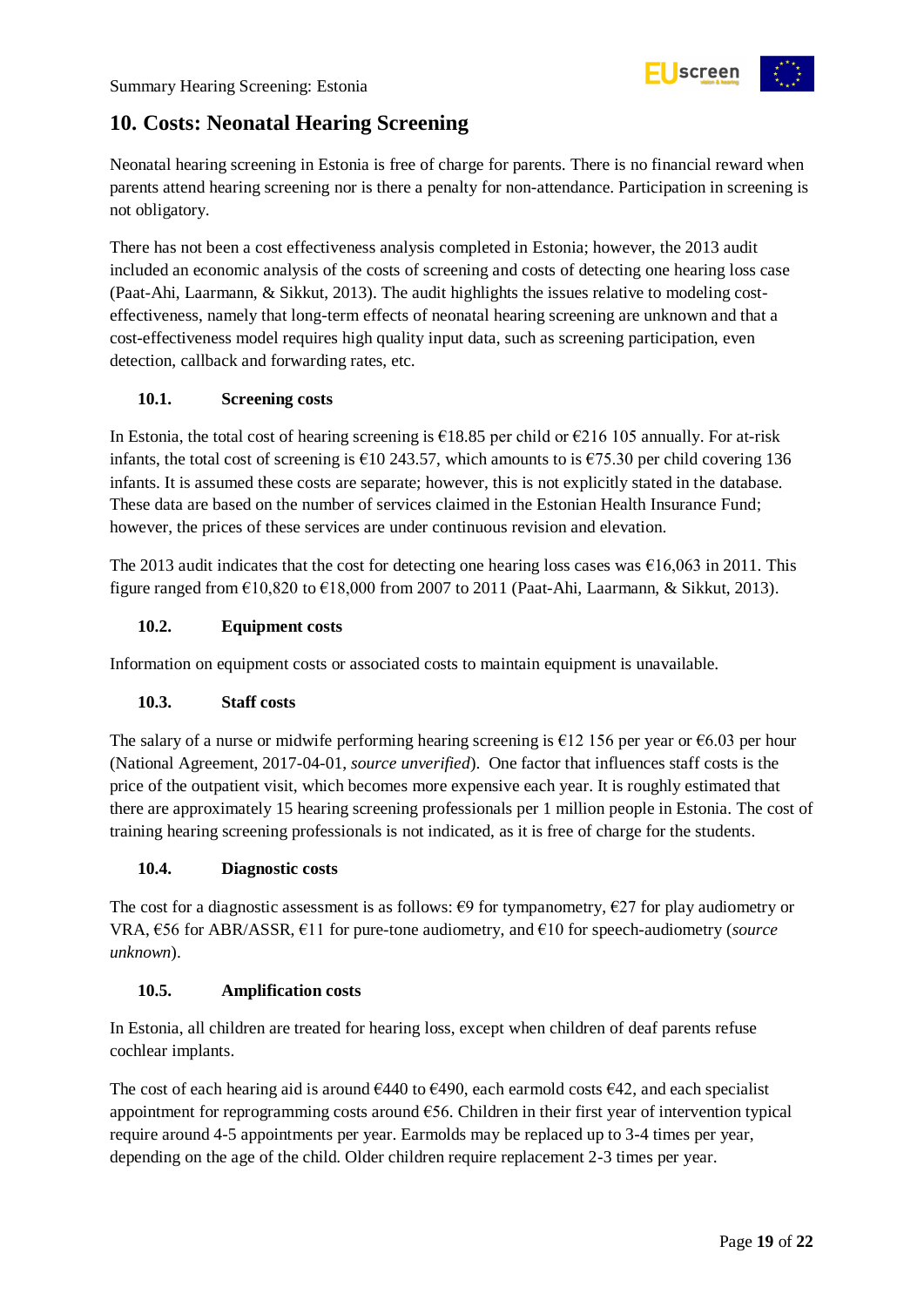## 10. Costs: Neonatal Hearing Screening

Neonatal hearing screening in Estonia is free of charge for parents. There is no financial reward when parents attend hearing screening nor is there a penalty for non-attendance. Participation in screening is not obligatory.

There has not been a cost effectiveness analysis completed in Estonia; however, the 2013 audit included an economic analysis of the costs of screening and costs of detecting one hearing loss case (Paat-Ahi, Laarmann, & Sikkut, 2013). The audit highlights the issues relative to modeling cost-effectiveness, namely that long-term effects of neonatal hearing screening are unknown and that a cost-effectiveness model requires high quality input data, such as screening participation, even detection, callback and forwarding rates, etc.

### 10.1. Screening costs

In Estonia, the total cost of hearing screening is €18.85 per child or €216 105 annually. For at-risk infants, the total cost of screening is €10 243.57, which amounts to is €75.30 per child covering 136 infants. It is assumed these costs are separate; however, this is not explicitly stated in the database. These data are based on the number of services claimed in the Estonian Health Insurance Fund; however, the prices of these services are under continuous revision and elevation.

The 2013 audit indicates that the cost for detecting one hearing loss cases was €16,063 in 2011. This figure ranged from €10,820 to €18,000 from 2007 to 2011 (Paat-Ahi, Laarmann, & Sikkut, 2013).

### 10.2. Equipment costs

Information on equipment costs or associated costs to maintain equipment is unavailable.

### 10.3. Staff costs

The salary of a nurse or midwife performing hearing screening is €12 156 per year or €6.03 per hour (National Agreement, 2017-04-01, *source unverified*). One factor that influences staff costs is the price of the outpatient visit, which becomes more expensive each year. It is roughly estimated that there are approximately 15 hearing screening professionals per 1 million people in Estonia. The cost of training hearing screening professionals is not indicated, as it is free of charge for the students.

### 10.4. Diagnostic costs

The cost for a diagnostic assessment is as follows: €9 for tympanometry, €27 for play audiometry or VRA, €56 for ABR/ASSR, €11 for pure-tone audiometry, and €10 for speech-audiometry (*source unknown*).

### 10.5. Amplification costs

In Estonia, all children are treated for hearing loss, except when children of deaf parents refuse cochlear implants.

The cost of each hearing aid is around €440 to €490, each earmold costs €42, and each specialist appointment for reprogramming costs around €56. Children in their first year of intervention typical require around 4-5 appointments per year. Earmolds may be replaced up to 3-4 times per year, depending on the age of the child. Older children require replacement 2-3 times per year.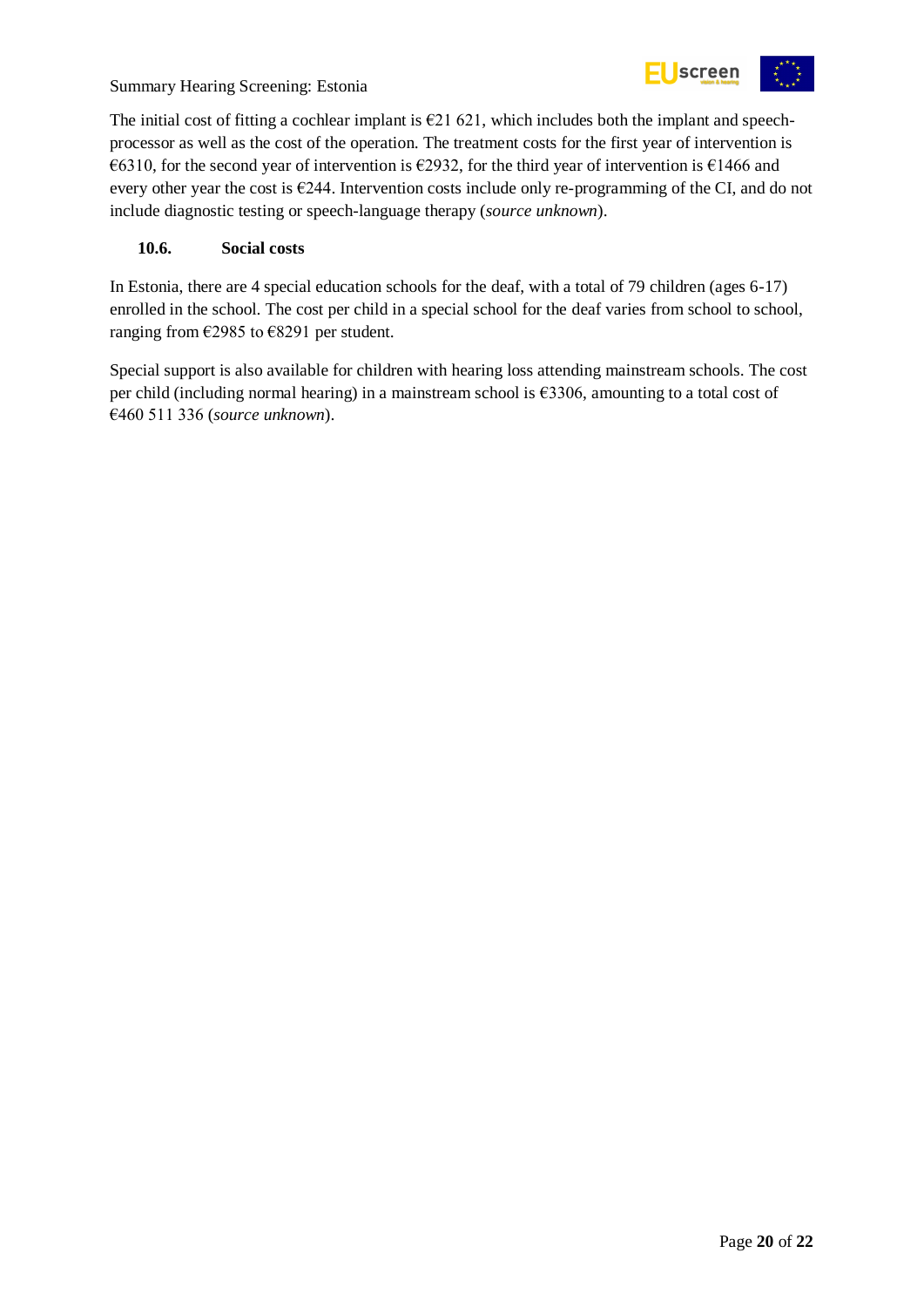The initial cost of fitting a cochlear implant is €21 621, which includes both the implant and speech-processor as well as the cost of the operation. The treatment costs for the first year of intervention is €6310, for the second year of intervention is €2932, for the third year of intervention is €1466 and every other year the cost is €244. Intervention costs include only re-programming of the CI, and do not include diagnostic testing or speech-language therapy (*source unknown*).

### 10.6. Social costs

In Estonia, there are 4 special education schools for the deaf, with a total of 79 children (ages 6-17) enrolled in the school. The cost per child in a special school for the deaf varies from school to school, ranging from €2985 to €8291 per student.

Special support is also available for children with hearing loss attending mainstream schools. The cost per child (including normal hearing) in a mainstream school is €3306, amounting to a total cost of €460 511 336 (*source unknown*).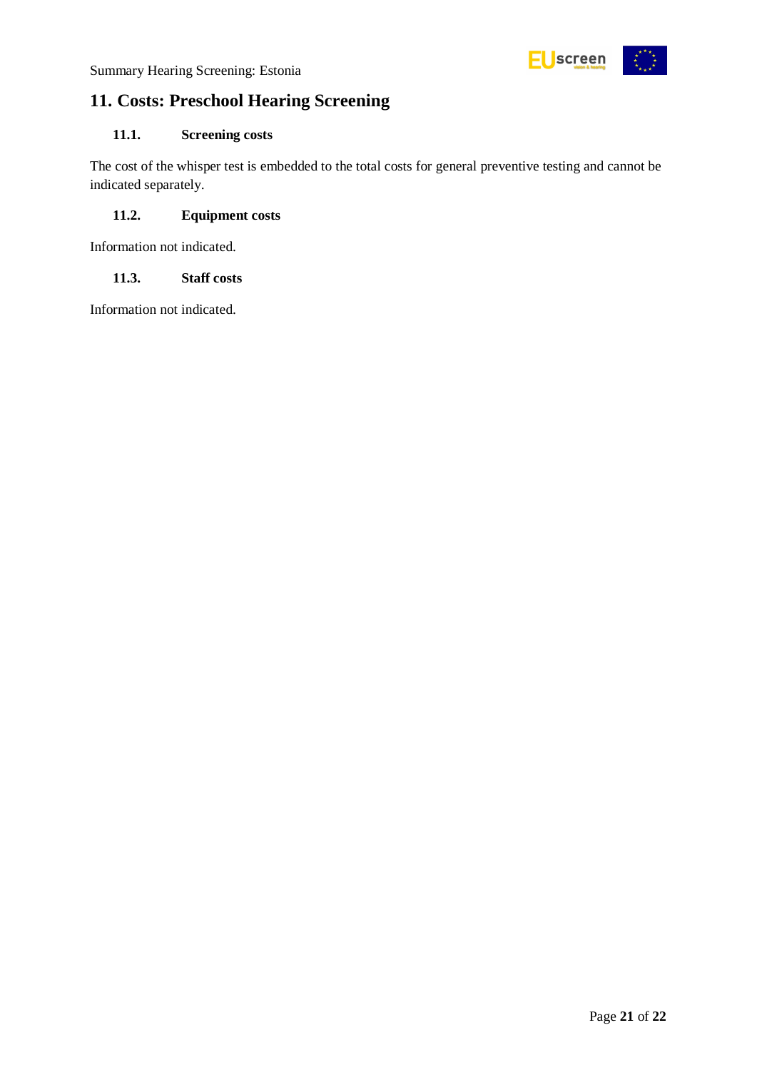## 11. Costs: Preschool Hearing Screening

### 11.1. Screening costs

The cost of the whisper test is embedded to the total costs for general preventive testing and cannot be indicated separately.

### 11.2. Equipment costs

Information not indicated.

### 11.3. Staff costs

Information not indicated.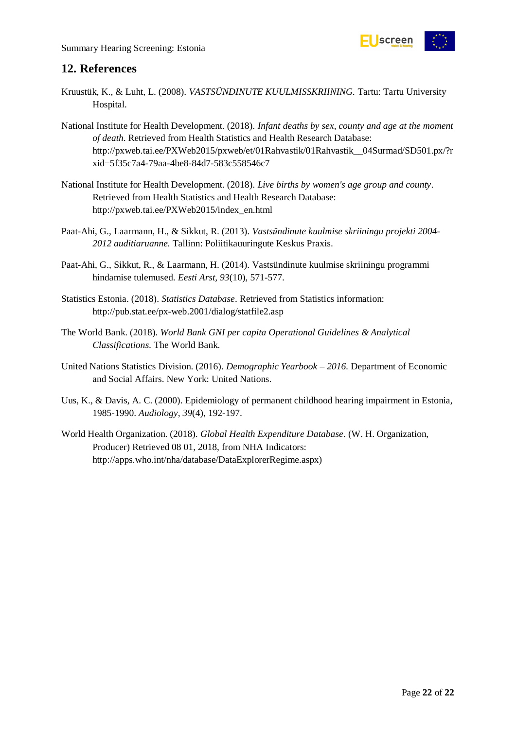## 12. References

Kruustük, K., & Luht, L. (2008). *VASTSÜNDINUTE KUULMISSKRIINING.* Tartu: Tartu University Hospital.

National Institute for Health Development. (2018). *Infant deaths by sex, county and age at the moment of death.* Retrieved from Health Statistics and Health Research Database: http://pxweb.tai.ee/PXWeb2015/pxweb/et/01Rahvastik/01Rahvastik__04Surmad/SD501.px/?rxid=5f35c7a4-79aa-4be8-84d7-583c558546c7

National Institute for Health Development. (2018). *Live births by women's age group and county*. Retrieved from Health Statistics and Health Research Database: http://pxweb.tai.ee/PXWeb2015/index_en.html

Paat-Ahi, G., Laarmann, H., & Sikkut, R. (2013). *Vastsündinute kuulmise skriiningu projekti 2004-2012 auditiaruanne.* Tallinn: Poliitikauuringute Keskus Praxis.

Paat-Ahi, G., Sikkut, R., & Laarmann, H. (2014). Vastsündinute kuulmise skriiningu programmi hindamise tulemused. *Eesti Arst*, *93*(10), 571-577.

Statistics Estonia. (2018). *Statistics Database*. Retrieved from Statistics information: http://pub.stat.ee/px-web.2001/dialog/statfile2.asp

The World Bank. (2018). *World Bank GNI per capita Operational Guidelines & Analytical Classifications.* The World Bank.

United Nations Statistics Division. (2016). *Demographic Yearbook – 2016.* Department of Economic and Social Affairs. New York: United Nations.

Uus, K., & Davis, A. C. (2000). Epidemiology of permanent childhood hearing impairment in Estonia, 1985-1990. *Audiology, 39*(4), 192-197.

World Health Organization. (2018). *Global Health Expenditure Database*. (W. H. Organization, Producer) Retrieved 08 01, 2018, from NHA Indicators: http://apps.who.int/nha/database/DataExplorerRegime.aspx)